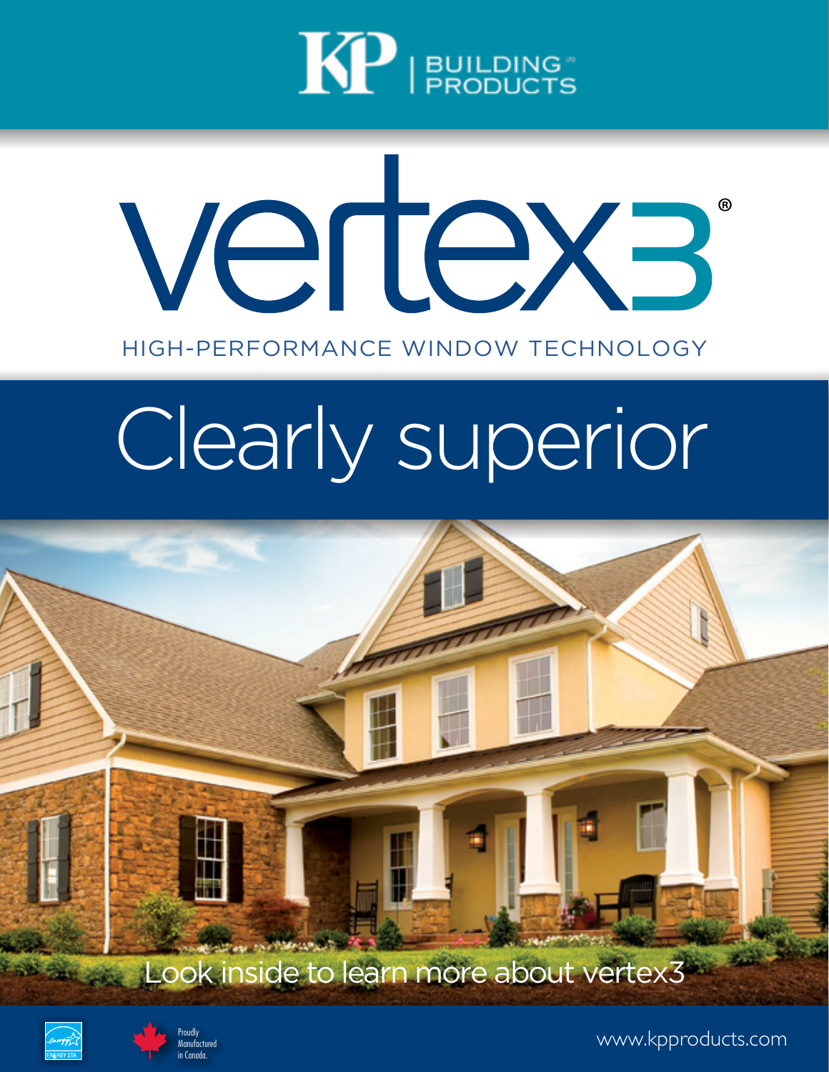KP | BUILDING PRODUCTS

# vertex3®

HIGH-PERFORMANCE WINDOW TECHNOLOGY

## Clearly superior

Look inside to learn more about vertex3

ENERGY STAR

Proudly Manufactured in Canada.

www.kpproducts.com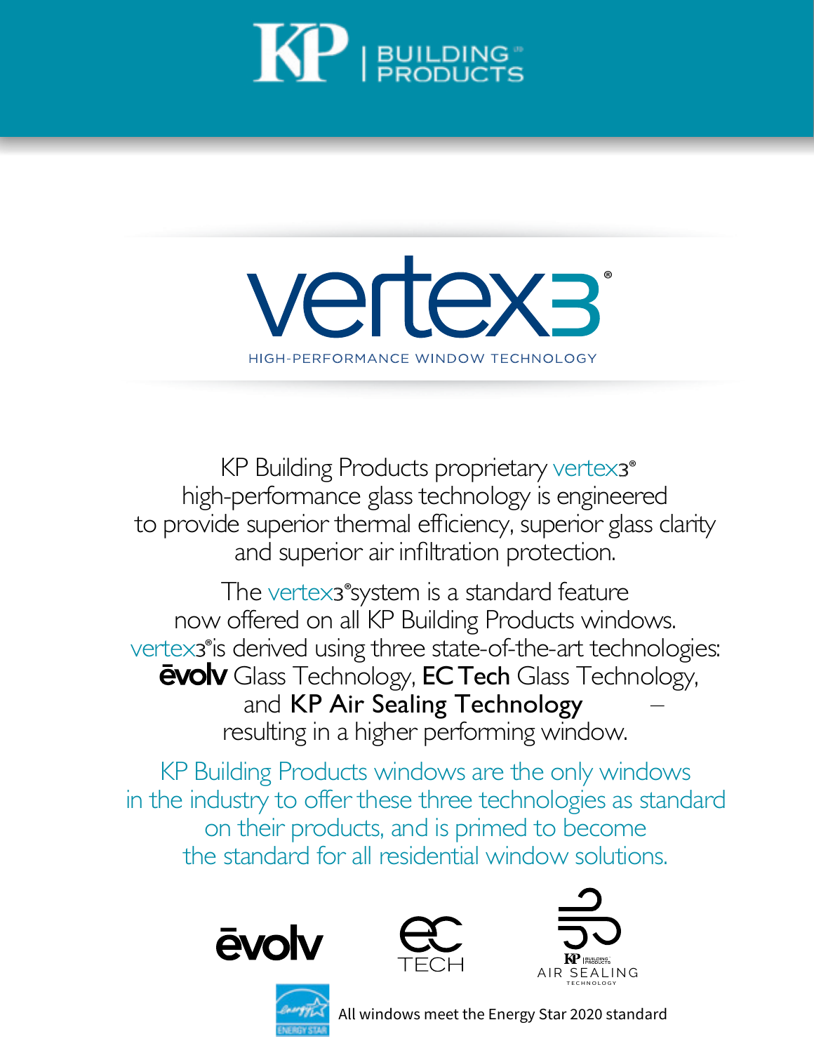KP | BUILDING PRODUCTS

# vertex3®

HIGH-PERFORMANCE WINDOW TECHNOLOGY

KP Building Products proprietary vertex3® high-performance glass technology is engineered to provide superior thermal efficiency, superior glass clarity and superior air infiltration protection.

The vertex3® system is a standard feature now offered on all KP Building Products windows. vertex3® is derived using three state-of-the-art technologies: **ēvolv** Glass Technology, **EC Tech** Glass Technology, and **KP Air Sealing Technology** – resulting in a higher performing window.

KP Building Products windows are the only windows in the industry to offer these three technologies as standard on their products, and is primed to become the standard for all residential window solutions.

ēvolv

EC TECH

KP BUILDING PRODUCTS AIR SEALING TECHNOLOGY

ENERGY STAR

All windows meet the Energy Star 2020 standard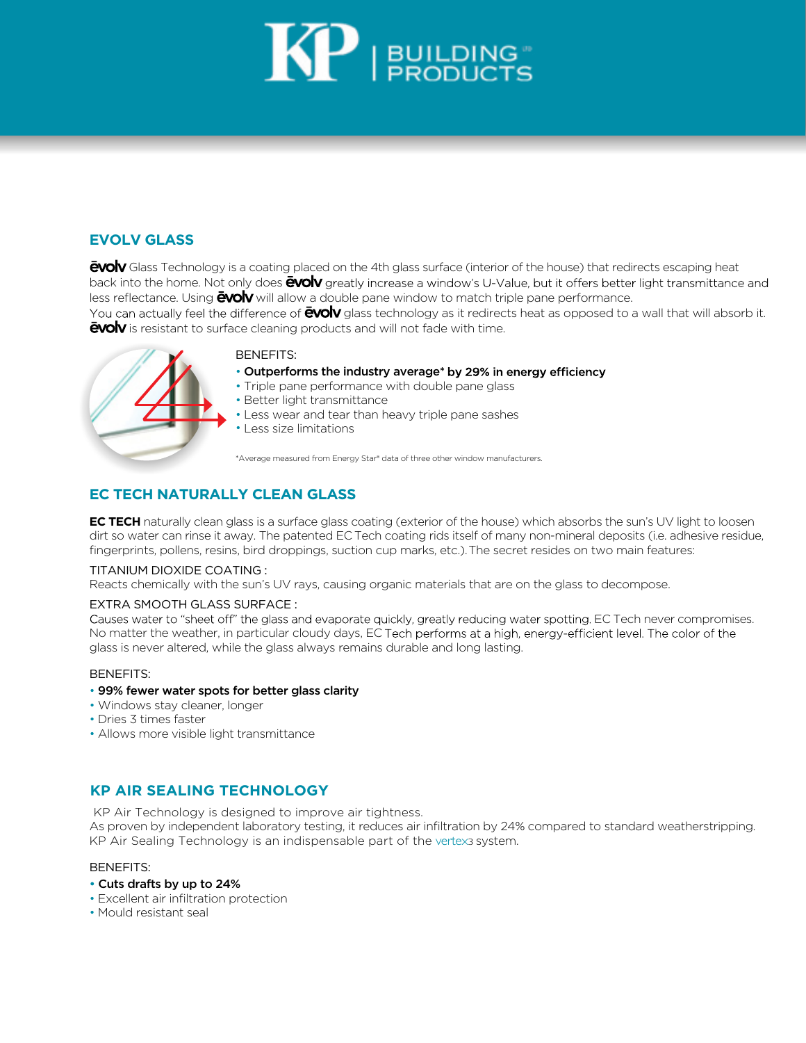## EVOLV GLASS

**ēvolv** Glass Technology is a coating placed on the 4th glass surface (interior of the house) that redirects escaping heat back into the home. Not only does **ēvolv** greatly increase a window's U-Value, but it offers better light transmittance and less reflectance. Using **ēvolv** will allow a double pane window to match triple pane performance.
You can actually feel the difference of **ēvolv** glass technology as it redirects heat as opposed to a wall that will absorb it. **ēvolv** is resistant to surface cleaning products and will not fade with time.

BENEFITS:

- **Outperforms the industry average* by 29% in energy efficiency**
- Triple pane performance with double pane glass
- Better light transmittance
- Less wear and tear than heavy triple pane sashes
- Less size limitations

*Average measured from Energy Star® data of three other window manufacturers.

## EC TECH NATURALLY CLEAN GLASS

**EC TECH** naturally clean glass is a surface glass coating (exterior of the house) which absorbs the sun's UV light to loosen dirt so water can rinse it away. The patented EC Tech coating rids itself of many non-mineral deposits (i.e. adhesive residue, fingerprints, pollens, resins, bird droppings, suction cup marks, etc.). The secret resides on two main features:

TITANIUM DIOXIDE COATING :
Reacts chemically with the sun's UV rays, causing organic materials that are on the glass to decompose.

EXTRA SMOOTH GLASS SURFACE :
Causes water to "sheet off" the glass and evaporate quickly, greatly reducing water spotting. EC Tech never compromises. No matter the weather, in particular cloudy days, EC Tech performs at a high, energy-efficient level. The color of the glass is never altered, while the glass always remains durable and long lasting.

BENEFITS:

- **99% fewer water spots for better glass clarity**
- Windows stay cleaner, longer
- Dries 3 times faster
- Allows more visible light transmittance

## KP AIR SEALING TECHNOLOGY

KP Air Technology is designed to improve air tightness.
As proven by independent laboratory testing, it reduces air infiltration by 24% compared to standard weatherstripping. KP Air Sealing Technology is an indispensable part of the vertex3 system.

BENEFITS:

- **Cuts drafts by up to 24%**
- Excellent air infiltration protection
- Mould resistant seal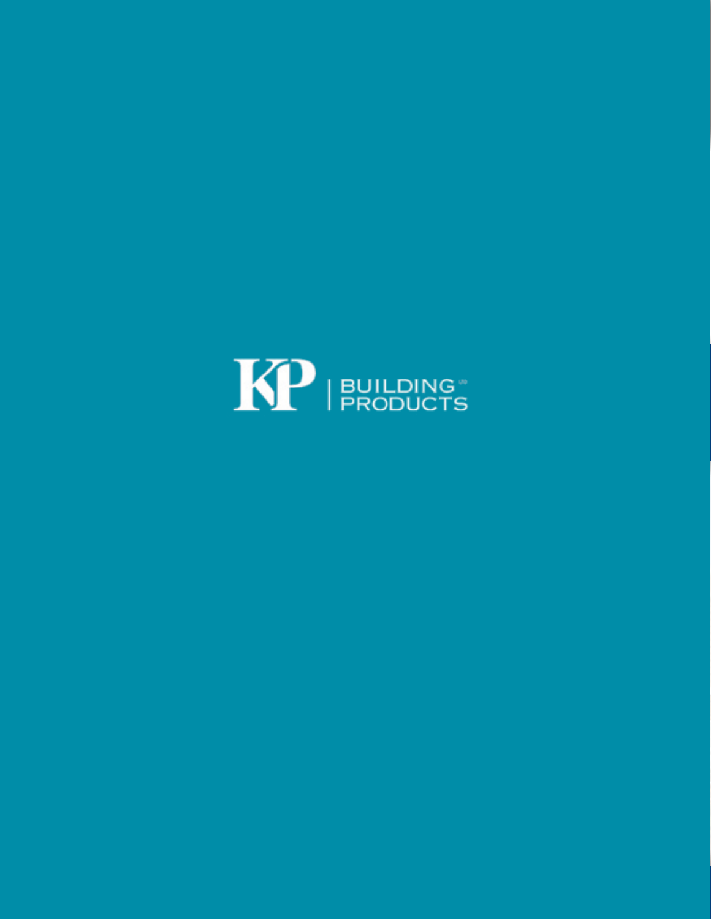KP | BUILDING LTD PRODUCTS